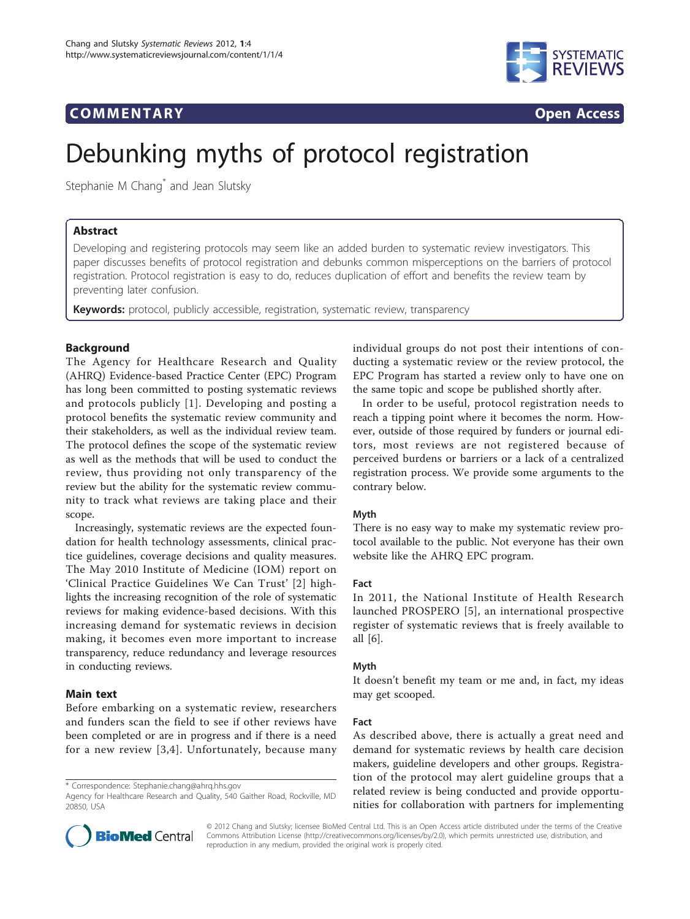COMMENTARY Open Access

# Debunking myths of protocol registration

Stephanie M Chang* and Jean Slutsky

## Abstract

Developing and registering protocols may seem like an added burden to systematic review investigators. This paper discusses benefits of protocol registration and debunks common misperceptions on the barriers of protocol registration. Protocol registration is easy to do, reduces duplication of effort and benefits the review team by preventing later confusion.

**Keywords:** protocol, publicly accessible, registration, systematic review, transparency

## Background

The Agency for Healthcare Research and Quality (AHRQ) Evidence-based Practice Center (EPC) Program has long been committed to posting systematic reviews and protocols publicly [1]. Developing and posting a protocol benefits the systematic review community and their stakeholders, as well as the individual review team. The protocol defines the scope of the systematic review as well as the methods that will be used to conduct the review, thus providing not only transparency of the review but the ability for the systematic review community to track what reviews are taking place and their scope.

Increasingly, systematic reviews are the expected foundation for health technology assessments, clinical practice guidelines, coverage decisions and quality measures. The May 2010 Institute of Medicine (IOM) report on 'Clinical Practice Guidelines We Can Trust' [2] highlights the increasing recognition of the role of systematic reviews for making evidence-based decisions. With this increasing demand for systematic reviews in decision making, it becomes even more important to increase transparency, reduce redundancy and leverage resources in conducting reviews.

## Main text

Before embarking on a systematic review, researchers and funders scan the field to see if other reviews have been completed or are in progress and if there is a need for a new review [3,4]. Unfortunately, because many individual groups do not post their intentions of conducting a systematic review or the review protocol, the EPC Program has started a review only to have one on the same topic and scope be published shortly after.

In order to be useful, protocol registration needs to reach a tipping point where it becomes the norm. However, outside of those required by funders or journal editors, most reviews are not registered because of perceived burdens or barriers or a lack of a centralized registration process. We provide some arguments to the contrary below.

### Myth

There is no easy way to make my systematic review protocol available to the public. Not everyone has their own website like the AHRQ EPC program.

### Fact

In 2011, the National Institute of Health Research launched PROSPERO [5], an international prospective register of systematic reviews that is freely available to all [6].

### Myth

It doesn't benefit my team or me and, in fact, my ideas may get scooped.

### Fact

As described above, there is actually a great need and demand for systematic reviews by health care decision makers, guideline developers and other groups. Registration of the protocol may alert guideline groups that a related review is being conducted and provide opportunities for collaboration with partners for implementing

* Correspondence: Stephanie.chang@ahrq.hhs.gov
Agency for Healthcare Research and Quality, 540 Gaither Road, Rockville, MD 20850, USA

© 2012 Chang and Slutsky; licensee BioMed Central Ltd. This is an Open Access article distributed under the terms of the Creative Commons Attribution License (http://creativecommons.org/licenses/by/2.0), which permits unrestricted use, distribution, and reproduction in any medium, provided the original work is properly cited.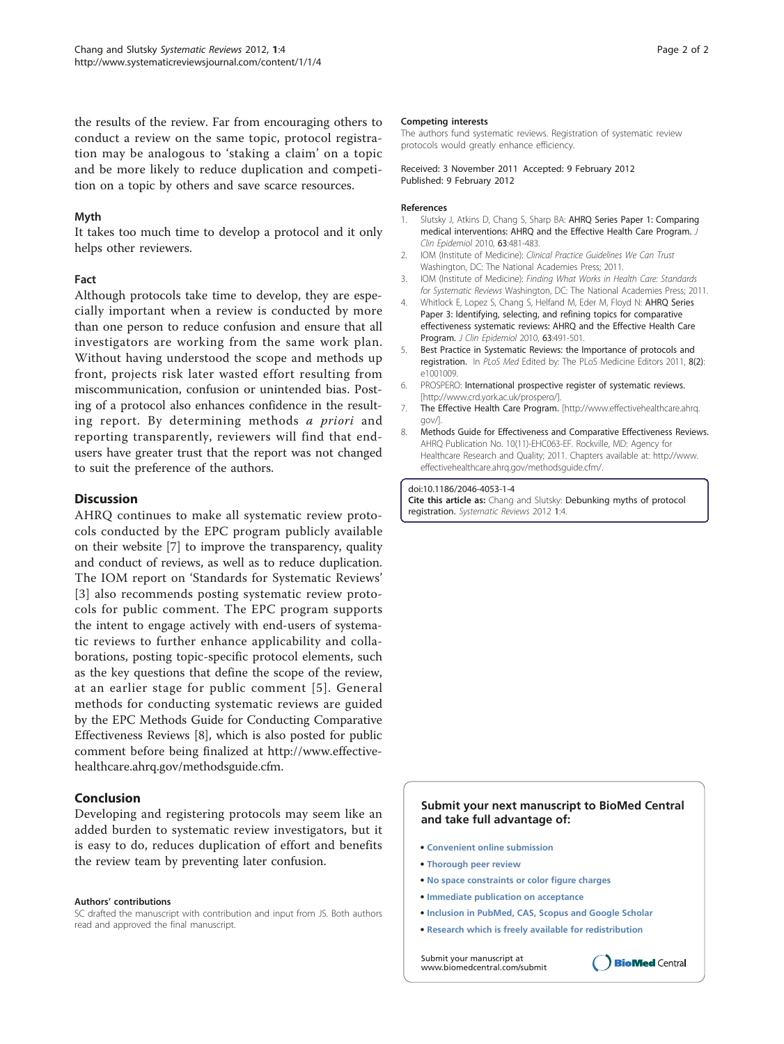the results of the review. Far from encouraging others to conduct a review on the same topic, protocol registration may be analogous to 'staking a claim' on a topic and be more likely to reduce duplication and competition on a topic by others and save scarce resources.

### Myth

It takes too much time to develop a protocol and it only helps other reviewers.

### Fact

Although protocols take time to develop, they are especially important when a review is conducted by more than one person to reduce confusion and ensure that all investigators are working from the same work plan. Without having understood the scope and methods up front, projects risk later wasted effort resulting from miscommunication, confusion or unintended bias. Posting of a protocol also enhances confidence in the resulting report. By determining methods *a priori* and reporting transparently, reviewers will find that end-users have greater trust that the report was not changed to suit the preference of the authors.

## Discussion

AHRQ continues to make all systematic review protocols conducted by the EPC program publicly available on their website [7] to improve the transparency, quality and conduct of reviews, as well as to reduce duplication. The IOM report on 'Standards for Systematic Reviews' [3] also recommends posting systematic review protocols for public comment. The EPC program supports the intent to engage actively with end-users of systematic reviews to further enhance applicability and collaborations, posting topic-specific protocol elements, such as the key questions that define the scope of the review, at an earlier stage for public comment [5]. General methods for conducting systematic reviews are guided by the EPC Methods Guide for Conducting Comparative Effectiveness Reviews [8], which is also posted for public comment before being finalized at http://www.effectivehealthcare.ahrq.gov/methodsguide.cfm.

## Conclusion

Developing and registering protocols may seem like an added burden to systematic review investigators, but it is easy to do, reduces duplication of effort and benefits the review team by preventing later confusion.

#### Authors' contributions

SC drafted the manuscript with contribution and input from JS. Both authors read and approved the final manuscript.

#### Competing interests

The authors fund systematic reviews. Registration of systematic review protocols would greatly enhance efficiency.

Received: 3 November 2011 Accepted: 9 February 2012
Published: 9 February 2012

#### References

1. Slutsky J, Atkins D, Chang S, Sharp BA: **AHRQ Series Paper 1: Comparing medical interventions: AHRQ and the Effective Health Care Program.** *J Clin Epidemiol* 2010, **63**:481-483.
2. IOM (Institute of Medicine): *Clinical Practice Guidelines We Can Trust* Washington, DC: The National Academies Press; 2011.
3. IOM (Institute of Medicine): *Finding What Works in Health Care: Standards for Systematic Reviews* Washington, DC: The National Academies Press; 2011.
4. Whitlock E, Lopez S, Chang S, Helfand M, Eder M, Floyd N: **AHRQ Series Paper 3: Identifying, selecting, and refining topics for comparative effectiveness systematic reviews: AHRQ and the Effective Health Care Program.** *J Clin Epidemiol* 2010, **63**:491-501.
5. **Best Practice in Systematic Reviews: the Importance of protocols and registration.** In *PLoS Med* Edited by: The PLoS Medicine Editors 2011, **8(2)**: e1001009.
6. PROSPERO: **International prospective register of systematic reviews.** [http://www.crd.york.ac.uk/prospero/].
7. **The Effective Health Care Program.** [http://www.effectivehealthcare.ahrq.gov/].
8. **Methods Guide for Effectiveness and Comparative Effectiveness Reviews.** AHRQ Publication No. 10(11)-EHC063-EF. Rockville, MD: Agency for Healthcare Research and Quality; 2011. Chapters available at: http://www.effectivehealthcare.ahrq.gov/methodsguide.cfm/.

doi:10.1186/2046-4053-1-4
**Cite this article as:** Chang and Slutsky: **Debunking myths of protocol registration.** *Systematic Reviews* 2012 **1**:4.

**Submit your next manuscript to BioMed Central and take full advantage of:**

- Convenient online submission
- Thorough peer review
- No space constraints or color figure charges
- Immediate publication on acceptance
- Inclusion in PubMed, CAS, Scopus and Google Scholar
- Research which is freely available for redistribution

Submit your manuscript at
www.biomedcentral.com/submit

BioMed Central